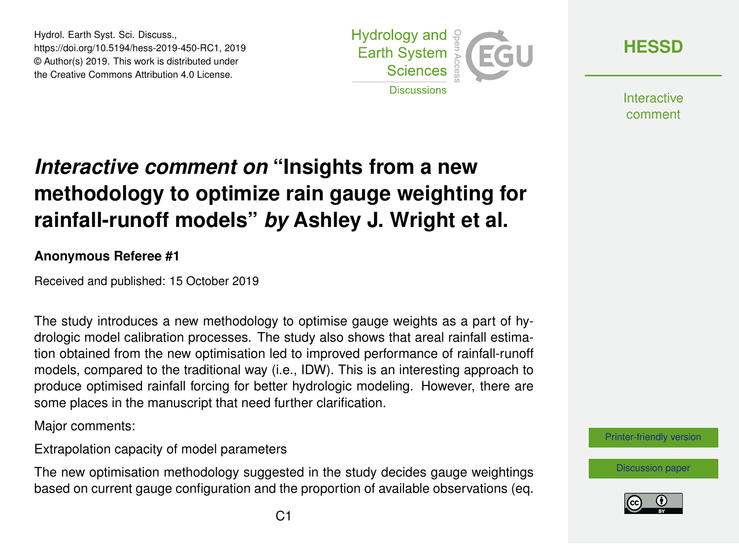# *Interactive comment on* "Insights from a new methodology to optimize rain gauge weighting for rainfall-runoff models" *by* Ashley J. Wright et al.

**Anonymous Referee #1**

Received and published: 15 October 2019

The study introduces a new methodology to optimise gauge weights as a part of hydrologic model calibration processes. The study also shows that areal rainfall estimation obtained from the new optimisation led to improved performance of rainfall-runoff models, compared to the traditional way (i.e., IDW). This is an interesting approach to produce optimised rainfall forcing for better hydrologic modeling. However, there are some places in the manuscript that need further clarification.

Major comments:

Extrapolation capacity of model parameters

The new optimisation methodology suggested in the study decides gauge weightings based on current gauge configuration and the proportion of available observations (eq.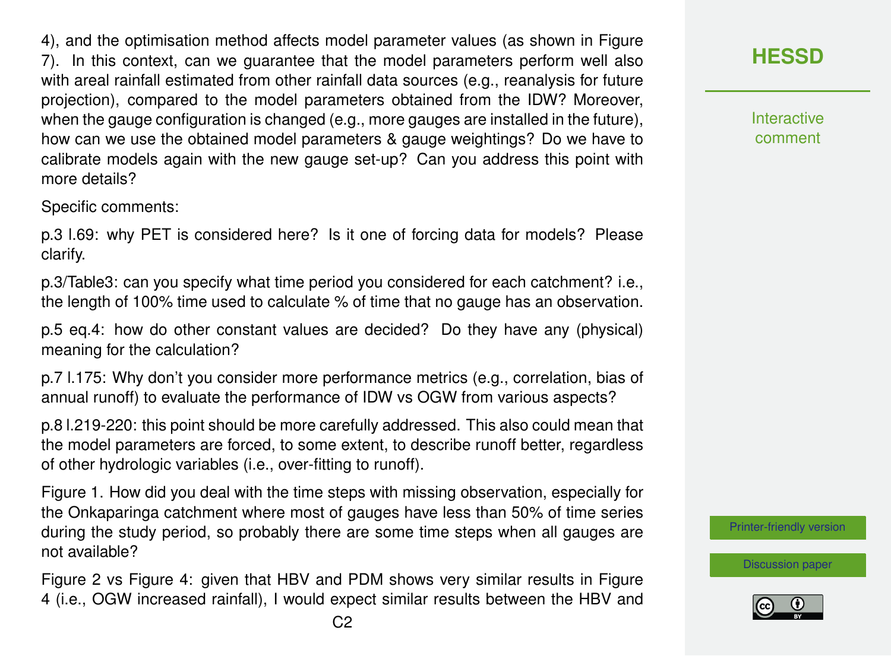4), and the optimisation method affects model parameter values (as shown in Figure 7). In this context, can we guarantee that the model parameters perform well also with areal rainfall estimated from other rainfall data sources (e.g., reanalysis for future projection), compared to the model parameters obtained from the IDW? Moreover, when the gauge configuration is changed (e.g., more gauges are installed in the future), how can we use the obtained model parameters & gauge weightings? Do we have to calibrate models again with the new gauge set-up? Can you address this point with more details?

Specific comments:

p.3 l.69: why PET is considered here? Is it one of forcing data for models? Please clarify.

p.3/Table3: can you specify what time period you considered for each catchment? i.e., the length of 100% time used to calculate % of time that no gauge has an observation.

p.5 eq.4: how do other constant values are decided? Do they have any (physical) meaning for the calculation?

p.7 l.175: Why don't you consider more performance metrics (e.g., correlation, bias of annual runoff) to evaluate the performance of IDW vs OGW from various aspects?

p.8 l.219-220: this point should be more carefully addressed. This also could mean that the model parameters are forced, to some extent, to describe runoff better, regardless of other hydrologic variables (i.e., over-fitting to runoff).

Figure 1. How did you deal with the time steps with missing observation, especially for the Onkaparinga catchment where most of gauges have less than 50% of time series during the study period, so probably there are some time steps when all gauges are not available?

Figure 2 vs Figure 4: given that HBV and PDM shows very similar results in Figure 4 (i.e., OGW increased rainfall), I would expect similar results between the HBV and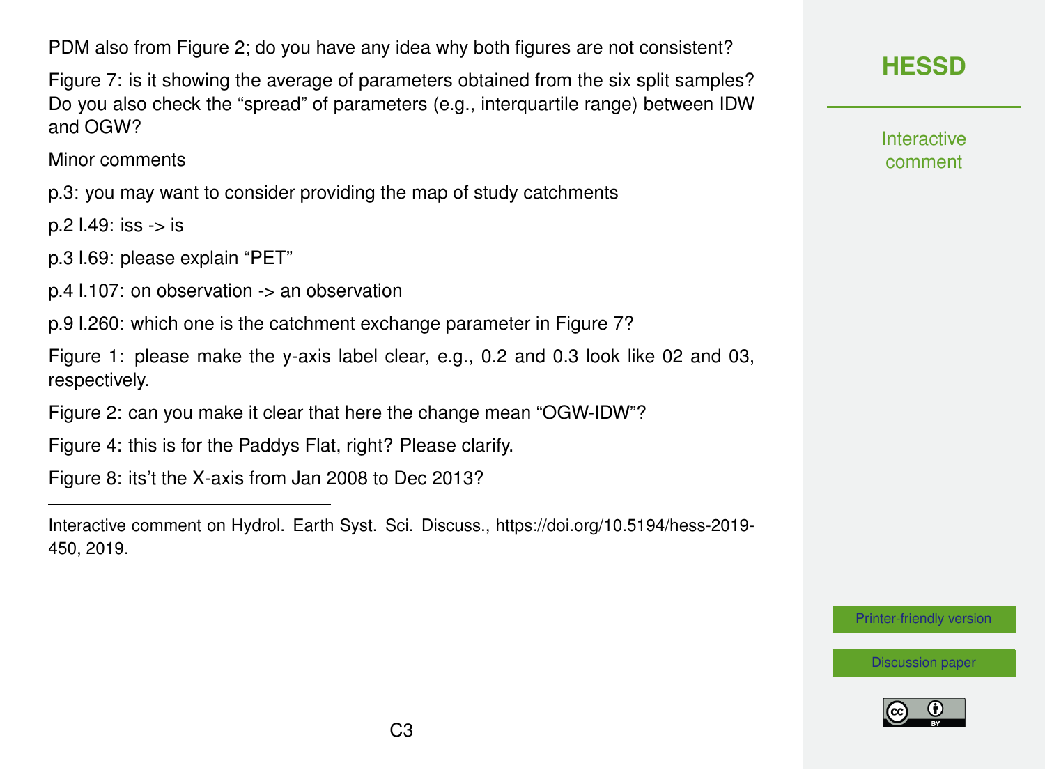PDM also from Figure 2; do you have any idea why both figures are not consistent?

Figure 7: is it showing the average of parameters obtained from the six split samples? Do you also check the "spread" of parameters (e.g., interquartile range) between IDW and OGW?

Minor comments

p.3: you may want to consider providing the map of study catchments

p.2 l.49: iss -> is

p.3 l.69: please explain "PET"

p.4 l.107: on observation -> an observation

p.9 l.260: which one is the catchment exchange parameter in Figure 7?

Figure 1: please make the y-axis label clear, e.g., 0.2 and 0.3 look like 02 and 03, respectively.

Figure 2: can you make it clear that here the change mean "OGW-IDW"?

Figure 4: this is for the Paddys Flat, right? Please clarify.

Figure 8: its't the X-axis from Jan 2008 to Dec 2013?

---

Interactive comment on Hydrol. Earth Syst. Sci. Discuss., https://doi.org/10.5194/hess-2019-450, 2019.